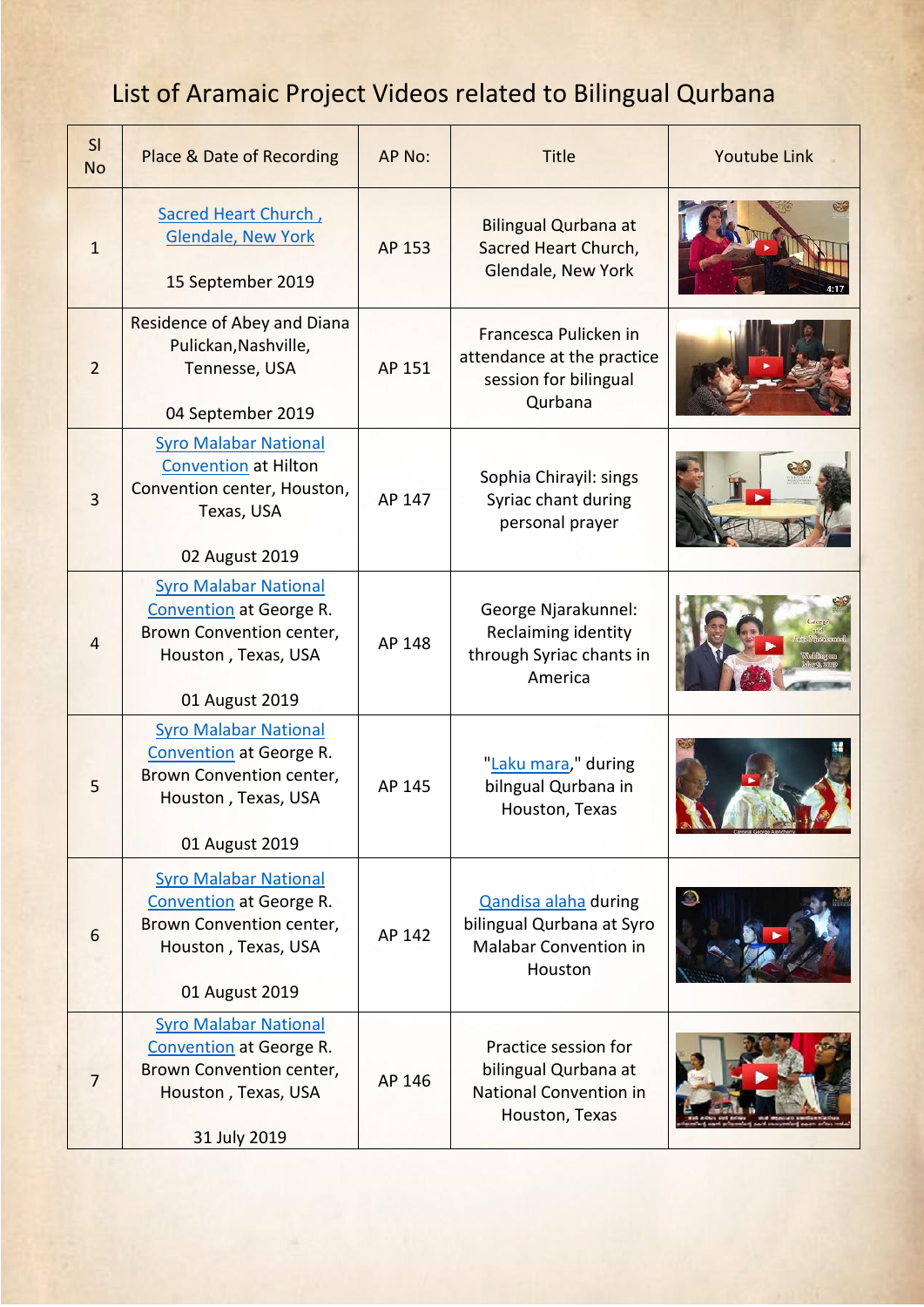# List of Aramaic Project Videos related to Bilingual Qurbana

| Sl No | Place & Date of Recording | AP No: | Title | Youtube Link |
|---|---|---|---|---|
| 1 | Sacred Heart Church , Glendale, New York<br><br>15 September 2019 | AP 153 | Bilingual Qurbana at Sacred Heart Church, Glendale, New York | |
| 2 | Residence of Abey and Diana Pulickan,Nashville, Tennese, USA<br><br>04 September 2019 | AP 151 | Francesca Pulicken in attendance at the practice session for bilingual Qurbana | |
| 3 | Syro Malabar National Convention at Hilton Convention center, Houston, Texas, USA<br><br>02 August 2019 | AP 147 | Sophia Chirayil: sings Syriac chant during personal prayer | |
| 4 | Syro Malabar National Convention at George R. Brown Convention center, Houston , Texas, USA<br><br>01 August 2019 | AP 148 | George Njarakunnel: Reclaiming identity through Syriac chants in America | |
| 5 | Syro Malabar National Convention at George R. Brown Convention center, Houston , Texas, USA<br><br>01 August 2019 | AP 145 | "Laku mara," during bilngual Qurbana in Houston, Texas | |
| 6 | Syro Malabar National Convention at George R. Brown Convention center, Houston , Texas, USA<br><br>01 August 2019 | AP 142 | Qandisa alaha during bilingual Qurbana at Syro Malabar Convention in Houston | |
| 7 | Syro Malabar National Convention at George R. Brown Convention center, Houston , Texas, USA<br><br>31 July 2019 | AP 146 | Practice session for bilingual Qurbana at National Convention in Houston, Texas | |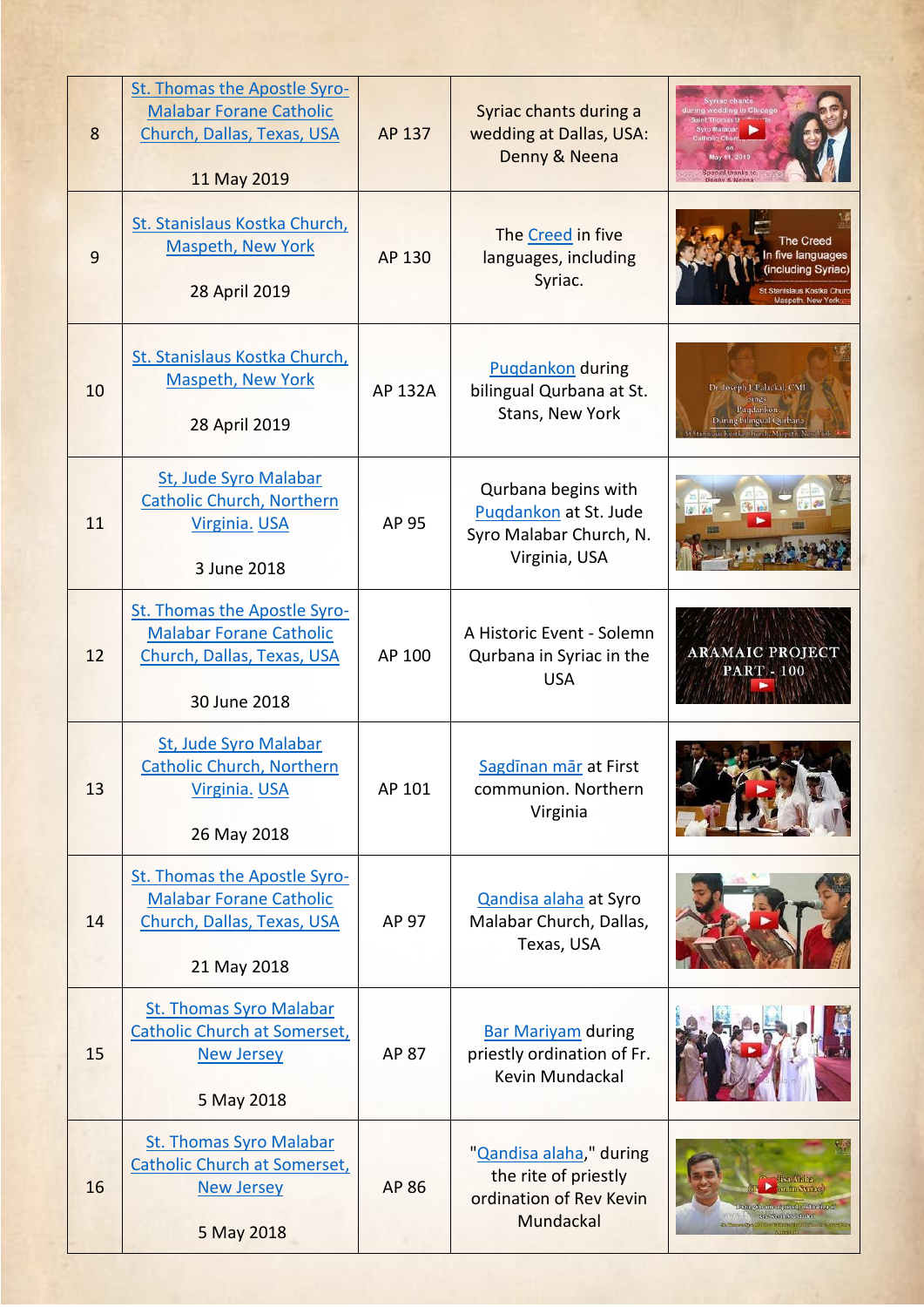| 8 | St. Thomas the Apostle Syro-Malabar Forane Catholic Church, Dallas, Texas, USA<br><br>11 May 2019 | AP 137 | Syriac chants during a wedding at Dallas, USA: Denny & Neena | |
|---|---|---|---|---|
| 9 | St. Stanislaus Kostka Church, Maspeth, New York<br><br>28 April 2019 | AP 130 | The Creed in five languages, including Syriac. | |
| 10 | St. Stanislaus Kostka Church, Maspeth, New York<br><br>28 April 2019 | AP 132A | Puqdankon during bilingual Qurbana at St. Stans, New York | |
| 11 | St, Jude Syro Malabar Catholic Church, Northern Virginia. USA<br><br>3 June 2018 | AP 95 | Qurbana begins with Puqdankon at St. Jude Syro Malabar Church, N. Virginia, USA | |
| 12 | St. Thomas the Apostle Syro-Malabar Forane Catholic Church, Dallas, Texas, USA<br><br>30 June 2018 | AP 100 | A Historic Event - Solemn Qurbana in Syriac in the USA | |
| 13 | St, Jude Syro Malabar Catholic Church, Northern Virginia. USA<br><br>26 May 2018 | AP 101 | Sagdīnan mār at First communion. Northern Virginia | |
| 14 | St. Thomas the Apostle Syro-Malabar Forane Catholic Church, Dallas, Texas, USA<br><br>21 May 2018 | AP 97 | Qandisa alaha at Syro Malabar Church, Dallas, Texas, USA | |
| 15 | St. Thomas Syro Malabar Catholic Church at Somerset, New Jersey<br><br>5 May 2018 | AP 87 | Bar Mariyam during priestly ordination of Fr. Kevin Mundackal | |
| 16 | St. Thomas Syro Malabar Catholic Church at Somerset, New Jersey<br><br>5 May 2018 | AP 86 | "Qandisa alaha," during the rite of priestly ordination of Rev Kevin Mundackal | |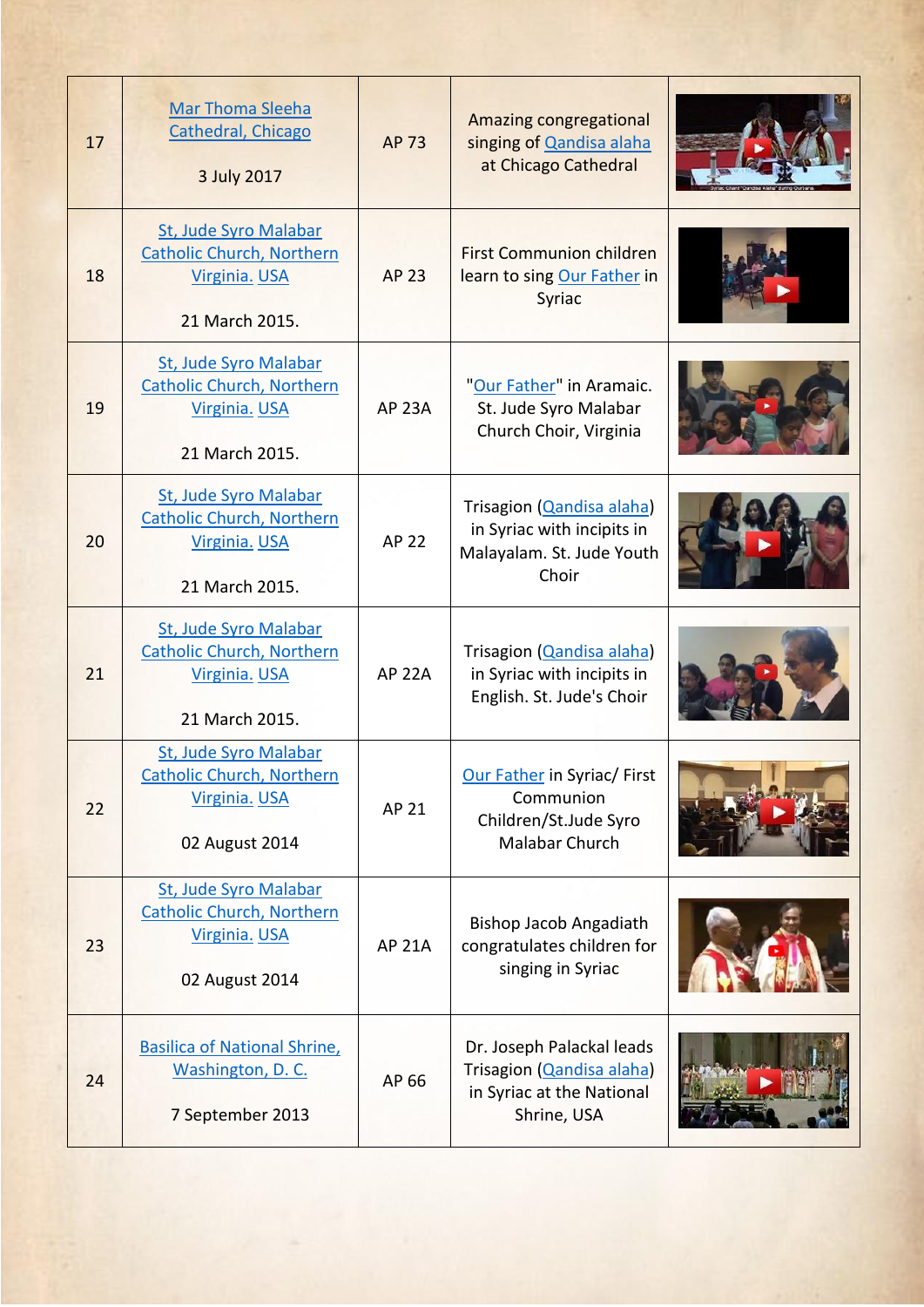| | | | | |
|---|---|---|---|---|
| 17 | Mar Thoma Sleeha Cathedral, Chicago<br><br>3 July 2017 | AP 73 | Amazing congregational singing of Qandisa alaha at Chicago Cathedral | |
| 18 | St, Jude Syro Malabar Catholic Church, Northern Virginia. USA<br><br>21 March 2015. | AP 23 | First Communion children learn to sing Our Father in Syriac | |
| 19 | St, Jude Syro Malabar Catholic Church, Northern Virginia. USA<br><br>21 March 2015. | AP 23A | "Our Father" in Aramaic. St. Jude Syro Malabar Church Choir, Virginia | |
| 20 | St, Jude Syro Malabar Catholic Church, Northern Virginia. USA<br><br>21 March 2015. | AP 22 | Trisagion (Qandisa alaha) in Syriac with incipits in Malayalam. St. Jude Youth Choir | |
| 21 | St, Jude Syro Malabar Catholic Church, Northern Virginia. USA<br><br>21 March 2015. | AP 22A | Trisagion (Qandisa alaha) in Syriac with incipits in English. St. Jude's Choir | |
| 22 | St, Jude Syro Malabar Catholic Church, Northern Virginia. USA<br><br>02 August 2014 | AP 21 | Our Father in Syriac/ First Communion Children/St.Jude Syro Malabar Church | |
| 23 | St, Jude Syro Malabar Catholic Church, Northern Virginia. USA<br><br>02 August 2014 | AP 21A | Bishop Jacob Angadiath congratulates children for singing in Syriac | |
| 24 | Basilica of National Shrine, Washington, D. C.<br><br>7 September 2013 | AP 66 | Dr. Joseph Palackal leads Trisagion (Qandisa alaha) in Syriac at the National Shrine, USA | |